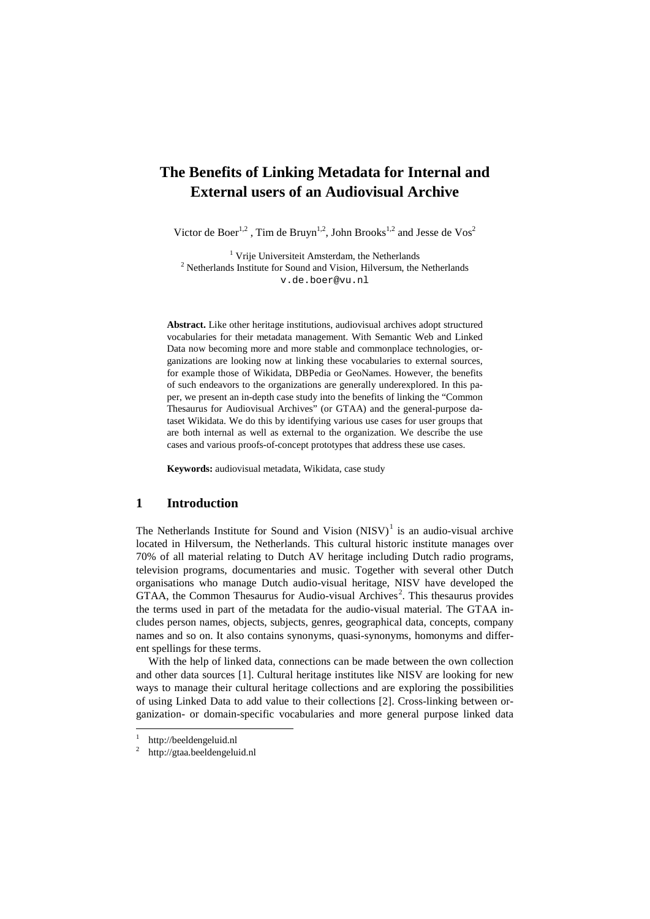# The Benefits of Linking Metadata for Internal and External users of an Audiovisual Archive

Victor de Boer[1,2] , Tim de Bruyn[1,2], John Brooks[1,2] and Jesse de Vos[2]

[1] Vrije Universiteit Amsterdam, the Netherlands
[2] Netherlands Institute for Sound and Vision, Hilversum, the Netherlands
v.de.boer@vu.nl

**Abstract.** Like other heritage institutions, audiovisual archives adopt structured vocabularies for their metadata management. With Semantic Web and Linked Data now becoming more and more stable and commonplace technologies, organizations are looking now at linking these vocabularies to external sources, for example those of Wikidata, DBPedia or GeoNames. However, the benefits of such endeavors to the organizations are generally underexplored. In this paper, we present an in-depth case study into the benefits of linking the "Common Thesaurus for Audiovisual Archives" (or GTAA) and the general-purpose dataset Wikidata. We do this by identifying various use cases for user groups that are both internal as well as external to the organization. We describe the use cases and various proofs-of-concept prototypes that address these use cases.

**Keywords:** audiovisual metadata, Wikidata, case study

## 1 Introduction

The Netherlands Institute for Sound and Vision (NISV)[1] is an audio-visual archive located in Hilversum, the Netherlands. This cultural historic institute manages over 70% of all material relating to Dutch AV heritage including Dutch radio programs, television programs, documentaries and music. Together with several other Dutch organisations who manage Dutch audio-visual heritage, NISV have developed the GTAA, the Common Thesaurus for Audio-visual Archives[2]. This thesaurus provides the terms used in part of the metadata for the audio-visual material. The GTAA includes person names, objects, subjects, genres, geographical data, concepts, company names and so on. It also contains synonyms, quasi-synonyms, homonyms and different spellings for these terms.

With the help of linked data, connections can be made between the own collection and other data sources [1]. Cultural heritage institutes like NISV are looking for new ways to manage their cultural heritage collections and are exploring the possibilities of using Linked Data to add value to their collections [2]. Cross-linking between organization- or domain-specific vocabularies and more general purpose linked data

---

[1] http://beeldengeluid.nl

[2] http://gtaa.beeldengeluid.nl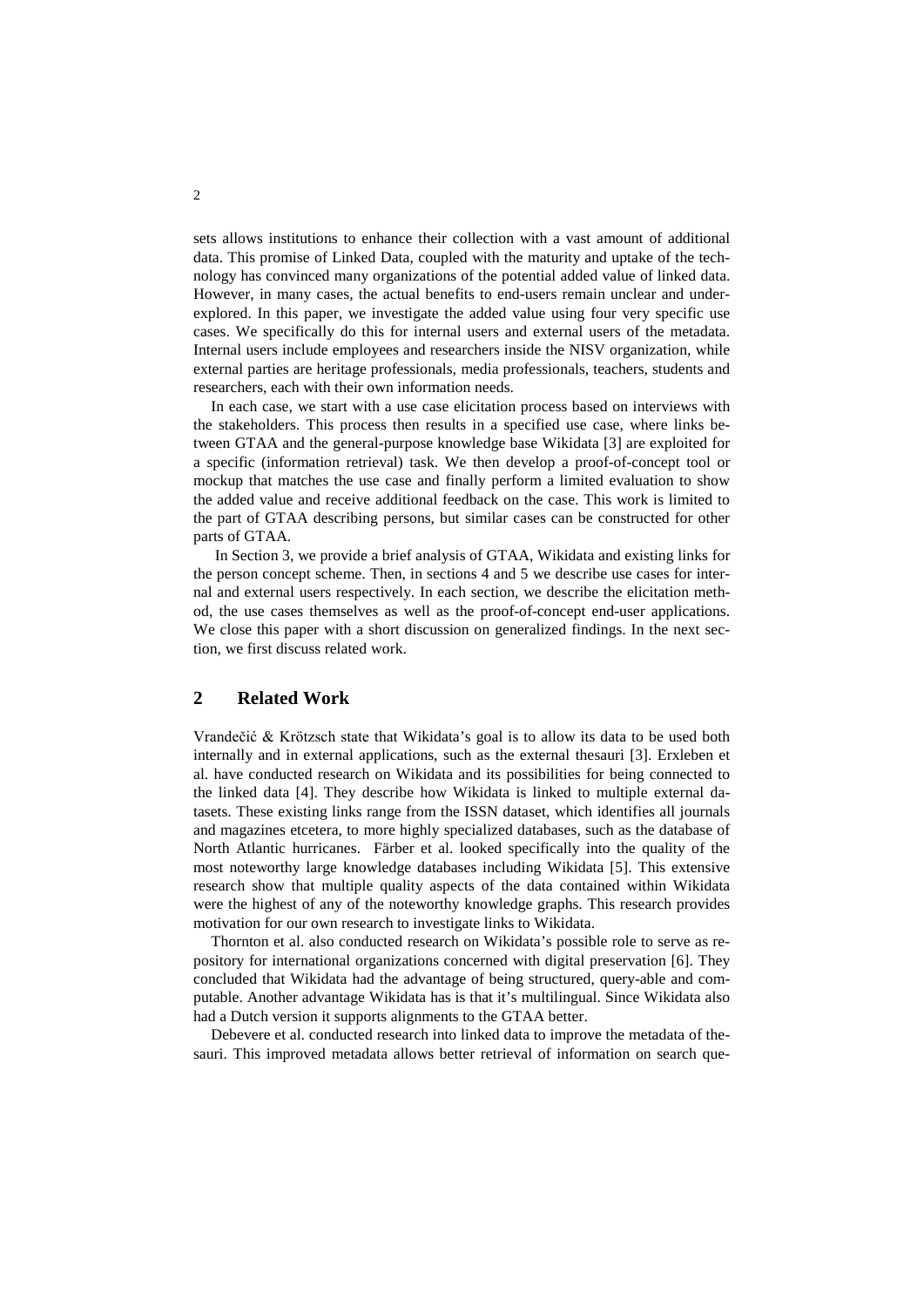sets allows institutions to enhance their collection with a vast amount of additional data. This promise of Linked Data, coupled with the maturity and uptake of the technology has convinced many organizations of the potential added value of linked data. However, in many cases, the actual benefits to end-users remain unclear and under-explored. In this paper, we investigate the added value using four very specific use cases. We specifically do this for internal users and external users of the metadata. Internal users include employees and researchers inside the NISV organization, while external parties are heritage professionals, media professionals, teachers, students and researchers, each with their own information needs.

In each case, we start with a use case elicitation process based on interviews with the stakeholders. This process then results in a specified use case, where links between GTAA and the general-purpose knowledge base Wikidata [3] are exploited for a specific (information retrieval) task. We then develop a proof-of-concept tool or mockup that matches the use case and finally perform a limited evaluation to show the added value and receive additional feedback on the case. This work is limited to the part of GTAA describing persons, but similar cases can be constructed for other parts of GTAA.

In Section 3, we provide a brief analysis of GTAA, Wikidata and existing links for the person concept scheme. Then, in sections 4 and 5 we describe use cases for internal and external users respectively. In each section, we describe the elicitation method, the use cases themselves as well as the proof-of-concept end-user applications. We close this paper with a short discussion on generalized findings. In the next section, we first discuss related work.

## 2 Related Work

Vrandečić & Krötzsch state that Wikidata's goal is to allow its data to be used both internally and in external applications, such as the external thesauri [3]. Erxleben et al. have conducted research on Wikidata and its possibilities for being connected to the linked data [4]. They describe how Wikidata is linked to multiple external datasets. These existing links range from the ISSN dataset, which identifies all journals and magazines etcetera, to more highly specialized databases, such as the database of North Atlantic hurricanes. Färber et al. looked specifically into the quality of the most noteworthy large knowledge databases including Wikidata [5]. This extensive research show that multiple quality aspects of the data contained within Wikidata were the highest of any of the noteworthy knowledge graphs. This research provides motivation for our own research to investigate links to Wikidata.

Thornton et al. also conducted research on Wikidata's possible role to serve as repository for international organizations concerned with digital preservation [6]. They concluded that Wikidata had the advantage of being structured, query-able and computable. Another advantage Wikidata has is that it's multilingual. Since Wikidata also had a Dutch version it supports alignments to the GTAA better.

Debevere et al. conducted research into linked data to improve the metadata of thesauri. This improved metadata allows better retrieval of information on search que-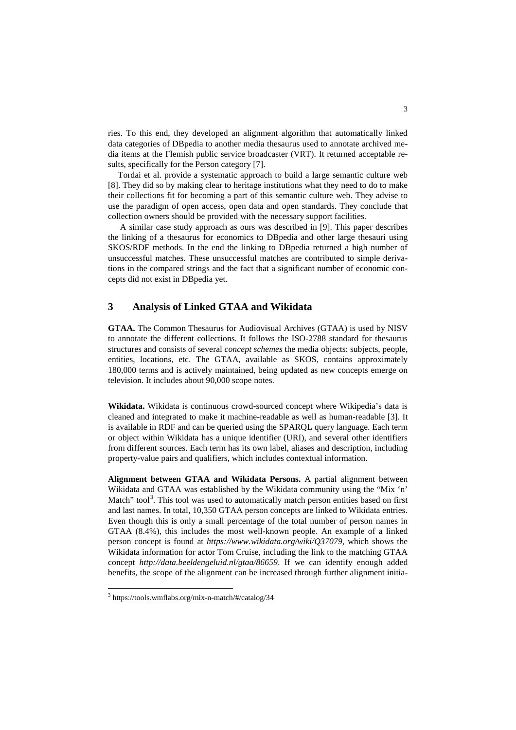ries. To this end, they developed an alignment algorithm that automatically linked data categories of DBpedia to another media thesaurus used to annotate archived media items at the Flemish public service broadcaster (VRT). It returned acceptable results, specifically for the Person category [7].

Tordai et al. provide a systematic approach to build a large semantic culture web [8]. They did so by making clear to heritage institutions what they need to do to make their collections fit for becoming a part of this semantic culture web. They advise to use the paradigm of open access, open data and open standards. They conclude that collection owners should be provided with the necessary support facilities.

A similar case study approach as ours was described in [9]. This paper describes the linking of a thesaurus for economics to DBpedia and other large thesauri using SKOS/RDF methods. In the end the linking to DBpedia returned a high number of unsuccessful matches. These unsuccessful matches are contributed to simple derivations in the compared strings and the fact that a significant number of economic concepts did not exist in DBpedia yet.

## 3 Analysis of Linked GTAA and Wikidata

**GTAA.** The Common Thesaurus for Audiovisual Archives (GTAA) is used by NISV to annotate the different collections. It follows the ISO-2788 standard for thesaurus structures and consists of several *concept schemes* the media objects: subjects, people, entities, locations, etc. The GTAA, available as SKOS, contains approximately 180,000 terms and is actively maintained, being updated as new concepts emerge on television. It includes about 90,000 scope notes.

**Wikidata.** Wikidata is continuous crowd-sourced concept where Wikipedia's data is cleaned and integrated to make it machine-readable as well as human-readable [3]. It is available in RDF and can be queried using the SPARQL query language. Each term or object within Wikidata has a unique identifier (URI), and several other identifiers from different sources. Each term has its own label, aliases and description, including property-value pairs and qualifiers, which includes contextual information.

**Alignment between GTAA and Wikidata Persons.** A partial alignment between Wikidata and GTAA was established by the Wikidata community using the "Mix 'n' Match" tool[3]. This tool was used to automatically match person entities based on first and last names. In total, 10,350 GTAA person concepts are linked to Wikidata entries. Even though this is only a small percentage of the total number of person names in GTAA (8.4%), this includes the most well-known people. An example of a linked person concept is found at *https://www.wikidata.org/wiki/Q37079*, which shows the Wikidata information for actor Tom Cruise, including the link to the matching GTAA concept *http://data.beeldengeluid.nl/gtaa/86659*. If we can identify enough added benefits, the scope of the alignment can be increased through further alignment initia-

[3] https://tools.wmflabs.org/mix-n-match/#/catalog/34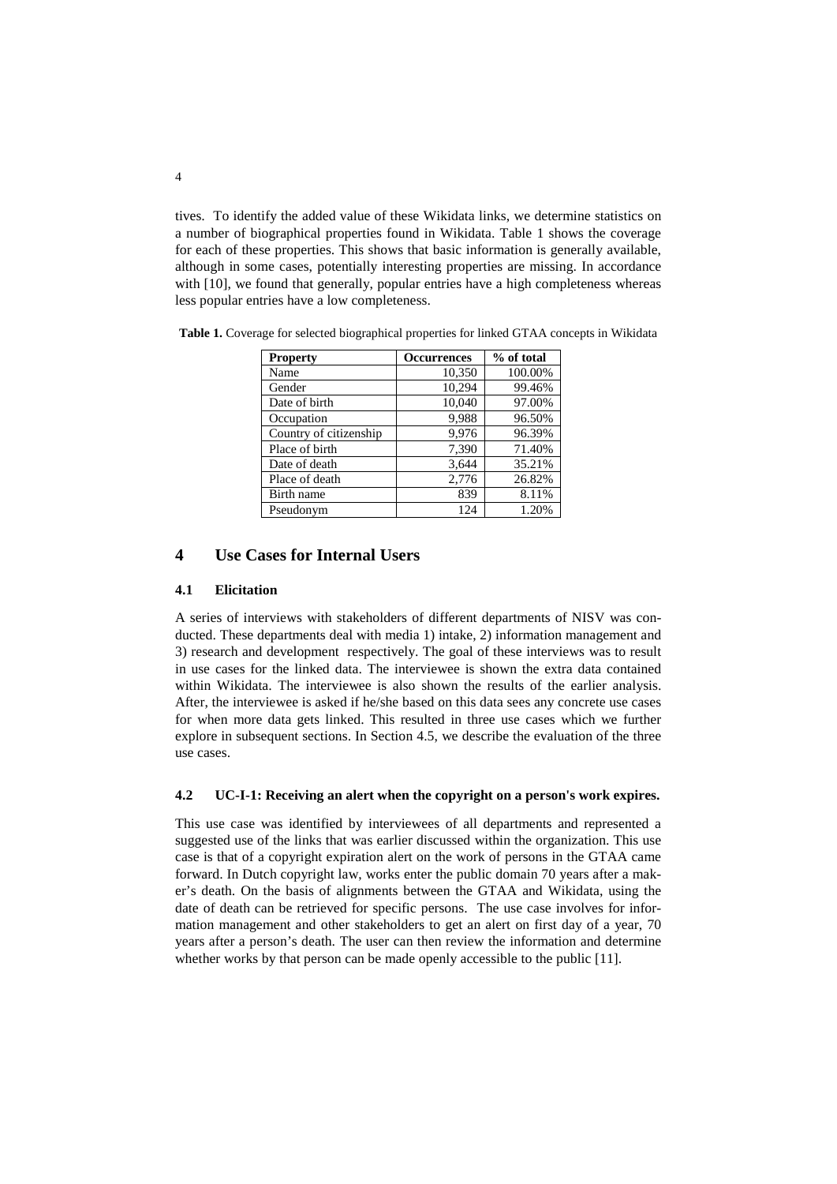tives. To identify the added value of these Wikidata links, we determine statistics on a number of biographical properties found in Wikidata. Table 1 shows the coverage for each of these properties. This shows that basic information is generally available, although in some cases, potentially interesting properties are missing. In accordance with [10], we found that generally, popular entries have a high completeness whereas less popular entries have a low completeness.

**Table 1.** Coverage for selected biographical properties for linked GTAA concepts in Wikidata

| Property | Occurrences | % of total |
| --- | ---: | ---: |
| Name | 10,350 | 100.00% |
| Gender | 10,294 | 99.46% |
| Date of birth | 10,040 | 97.00% |
| Occupation | 9,988 | 96.50% |
| Country of citizenship | 9,976 | 96.39% |
| Place of birth | 7,390 | 71.40% |
| Date of death | 3,644 | 35.21% |
| Place of death | 2,776 | 26.82% |
| Birth name | 839 | 8.11% |
| Pseudonym | 124 | 1.20% |

## 4 Use Cases for Internal Users

### 4.1 Elicitation

A series of interviews with stakeholders of different departments of NISV was conducted. These departments deal with media 1) intake, 2) information management and 3) research and development respectively. The goal of these interviews was to result in use cases for the linked data. The interviewee is shown the extra data contained within Wikidata. The interviewee is also shown the results of the earlier analysis. After, the interviewee is asked if he/she based on this data sees any concrete use cases for when more data gets linked. This resulted in three use cases which we further explore in subsequent sections. In Section 4.5, we describe the evaluation of the three use cases.

### 4.2 UC-I-1: Receiving an alert when the copyright on a person's work expires.

This use case was identified by interviewees of all departments and represented a suggested use of the links that was earlier discussed within the organization. This use case is that of a copyright expiration alert on the work of persons in the GTAA came forward. In Dutch copyright law, works enter the public domain 70 years after a maker's death. On the basis of alignments between the GTAA and Wikidata, using the date of death can be retrieved for specific persons. The use case involves for information management and other stakeholders to get an alert on first day of a year, 70 years after a person's death. The user can then review the information and determine whether works by that person can be made openly accessible to the public [11].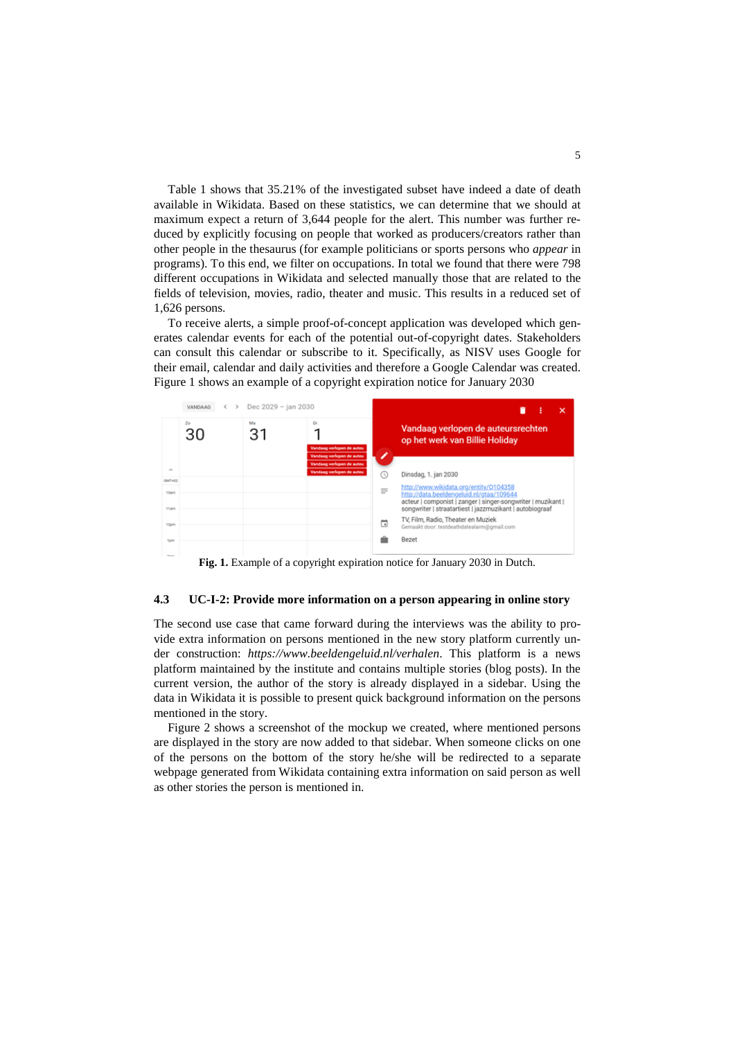Table 1 shows that 35.21% of the investigated subset have indeed a date of death available in Wikidata. Based on these statistics, we can determine that we should at maximum expect a return of 3,644 people for the alert. This number was further reduced by explicitly focusing on people that worked as producers/creators rather than other people in the thesaurus (for example politicians or sports persons who *appear* in programs). To this end, we filter on occupations. In total we found that there were 798 different occupations in Wikidata and selected manually those that are related to the fields of television, movies, radio, theater and music. This results in a reduced set of 1,626 persons.

To receive alerts, a simple proof-of-concept application was developed which generates calendar events for each of the potential out-of-copyright dates. Stakeholders can consult this calendar or subscribe to it. Specifically, as NISV uses Google for their email, calendar and daily activities and therefore a Google Calendar was created. Figure 1 shows an example of a copyright expiration notice for January 2030

**Fig. 1.** Example of a copyright expiration notice for January 2030 in Dutch.

### 4.3 UC-I-2: Provide more information on a person appearing in online story

The second use case that came forward during the interviews was the ability to provide extra information on persons mentioned in the new story platform currently under construction: *https://www.beeldengeluid.nl/verhalen*. This platform is a news platform maintained by the institute and contains multiple stories (blog posts). In the current version, the author of the story is already displayed in a sidebar. Using the data in Wikidata it is possible to present quick background information on the persons mentioned in the story.

Figure 2 shows a screenshot of the mockup we created, where mentioned persons are displayed in the story are now added to that sidebar. When someone clicks on one of the persons on the bottom of the story he/she will be redirected to a separate webpage generated from Wikidata containing extra information on said person as well as other stories the person is mentioned in.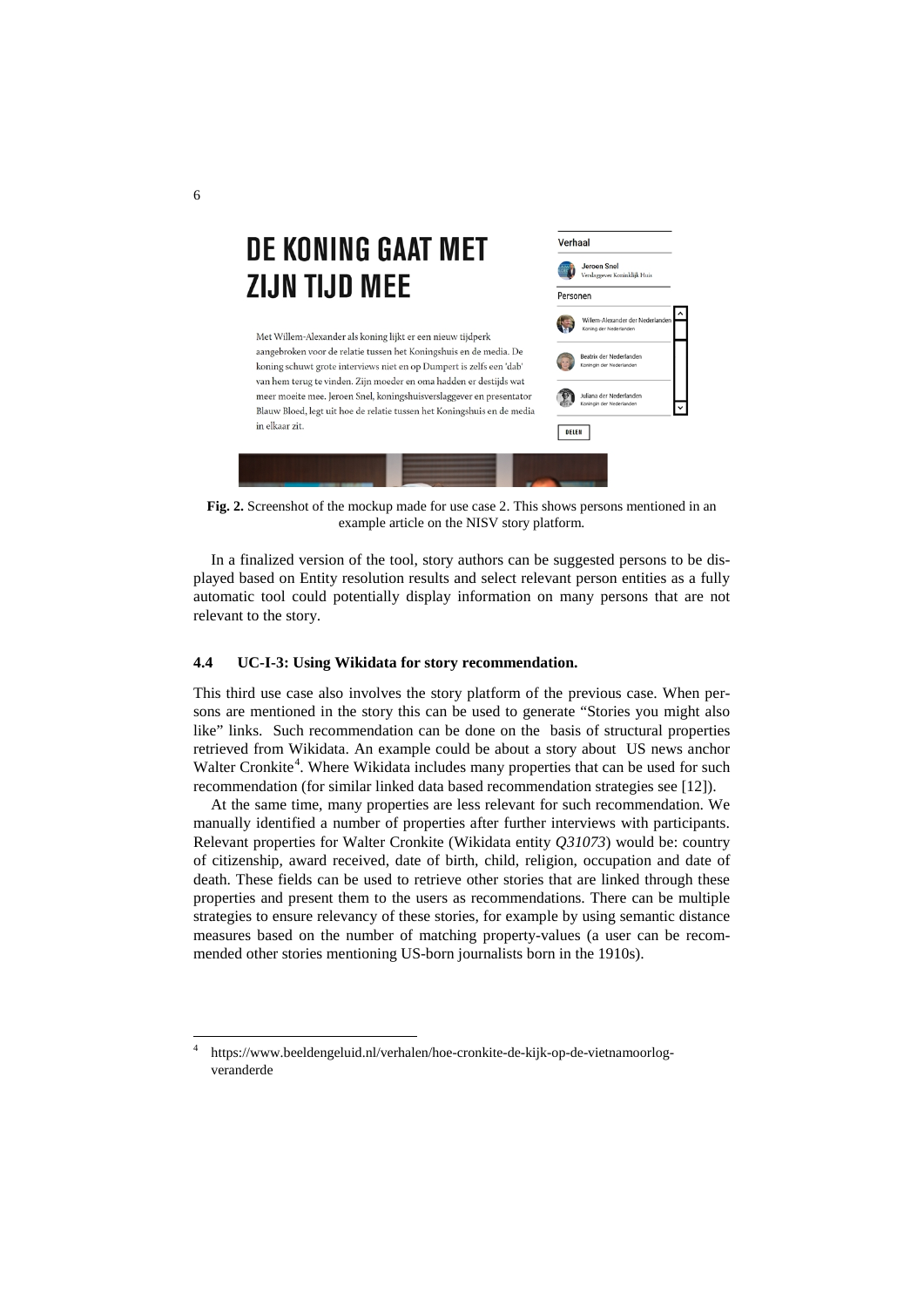**Fig. 2.** Screenshot of the mockup made for use case 2. This shows persons mentioned in an example article on the NISV story platform.

In a finalized version of the tool, story authors can be suggested persons to be displayed based on Entity resolution results and select relevant person entities as a fully automatic tool could potentially display information on many persons that are not relevant to the story.

### 4.4 UC-I-3: Using Wikidata for story recommendation.

This third use case also involves the story platform of the previous case. When persons are mentioned in the story this can be used to generate "Stories you might also like" links. Such recommendation can be done on the basis of structural properties retrieved from Wikidata. An example could be about a story about US news anchor Walter Cronkite[4]. Where Wikidata includes many properties that can be used for such recommendation (for similar linked data based recommendation strategies see [12]).

At the same time, many properties are less relevant for such recommendation. We manually identified a number of properties after further interviews with participants. Relevant properties for Walter Cronkite (Wikidata entity *Q31073*) would be: country of citizenship, award received, date of birth, child, religion, occupation and date of death. These fields can be used to retrieve other stories that are linked through these properties and present them to the users as recommendations. There can be multiple strategies to ensure relevancy of these stories, for example by using semantic distance measures based on the number of matching property-values (a user can be recommended other stories mentioning US-born journalists born in the 1910s).

[4] https://www.beeldengeluid.nl/verhalen/hoe-cronkite-de-kijk-op-de-vietnamoorlog-veranderde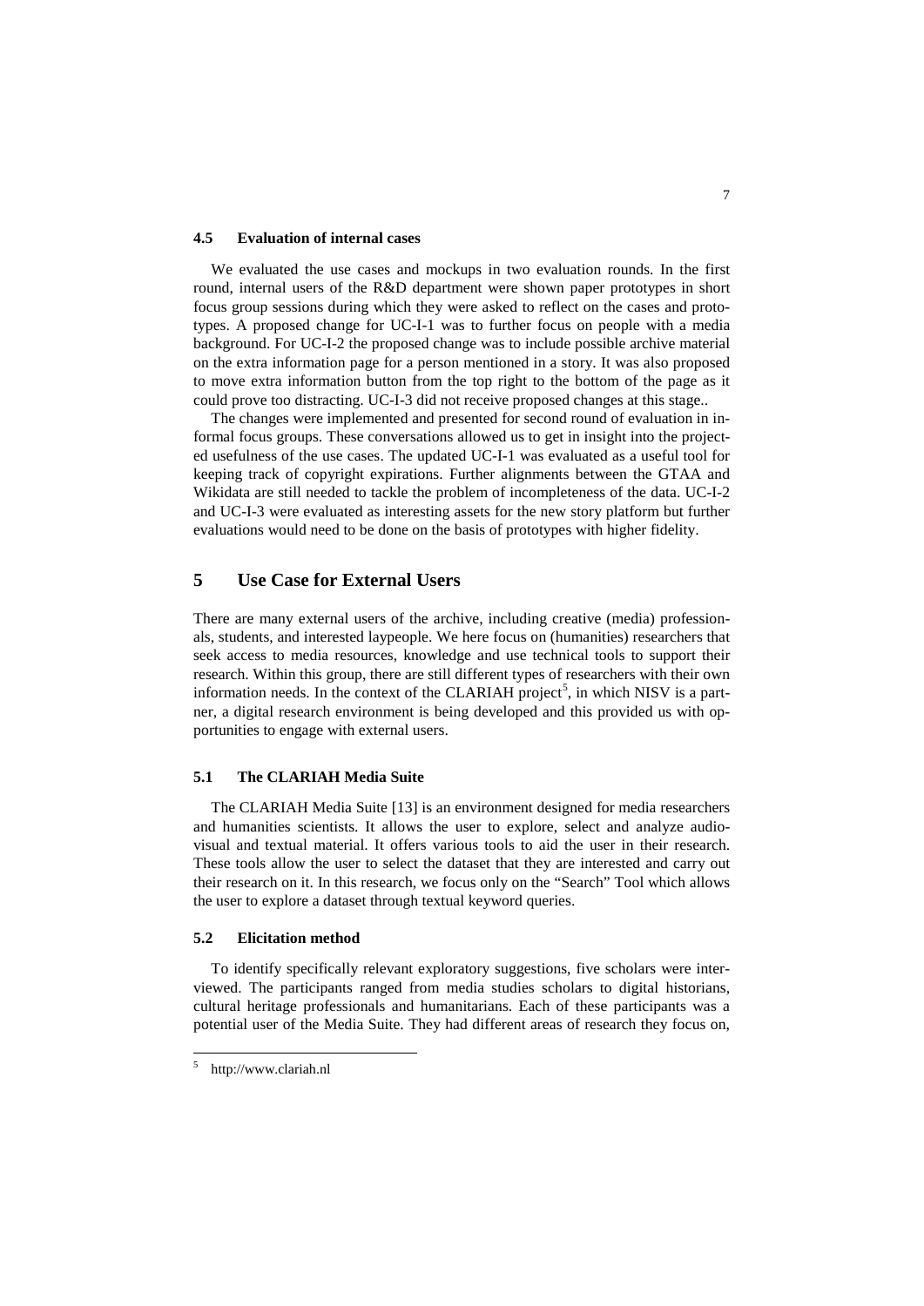### 4.5 Evaluation of internal cases

We evaluated the use cases and mockups in two evaluation rounds. In the first round, internal users of the R&D department were shown paper prototypes in short focus group sessions during which they were asked to reflect on the cases and prototypes. A proposed change for UC-I-1 was to further focus on people with a media background. For UC-I-2 the proposed change was to include possible archive material on the extra information page for a person mentioned in a story. It was also proposed to move extra information button from the top right to the bottom of the page as it could prove too distracting. UC-I-3 did not receive proposed changes at this stage..

The changes were implemented and presented for second round of evaluation in informal focus groups. These conversations allowed us to get in insight into the projected usefulness of the use cases. The updated UC-I-1 was evaluated as a useful tool for keeping track of copyright expirations. Further alignments between the GTAA and Wikidata are still needed to tackle the problem of incompleteness of the data. UC-I-2 and UC-I-3 were evaluated as interesting assets for the new story platform but further evaluations would need to be done on the basis of prototypes with higher fidelity.

## 5 Use Case for External Users

There are many external users of the archive, including creative (media) professionals, students, and interested laypeople. We here focus on (humanities) researchers that seek access to media resources, knowledge and use technical tools to support their research. Within this group, there are still different types of researchers with their own information needs. In the context of the CLARIAH project[5], in which NISV is a partner, a digital research environment is being developed and this provided us with opportunities to engage with external users.

### 5.1 The CLARIAH Media Suite

The CLARIAH Media Suite [13] is an environment designed for media researchers and humanities scientists. It allows the user to explore, select and analyze audiovisual and textual material. It offers various tools to aid the user in their research. These tools allow the user to select the dataset that they are interested and carry out their research on it. In this research, we focus only on the "Search" Tool which allows the user to explore a dataset through textual keyword queries.

### 5.2 Elicitation method

To identify specifically relevant exploratory suggestions, five scholars were interviewed. The participants ranged from media studies scholars to digital historians, cultural heritage professionals and humanitarians. Each of these participants was a potential user of the Media Suite. They had different areas of research they focus on,

---

[5] http://www.clariah.nl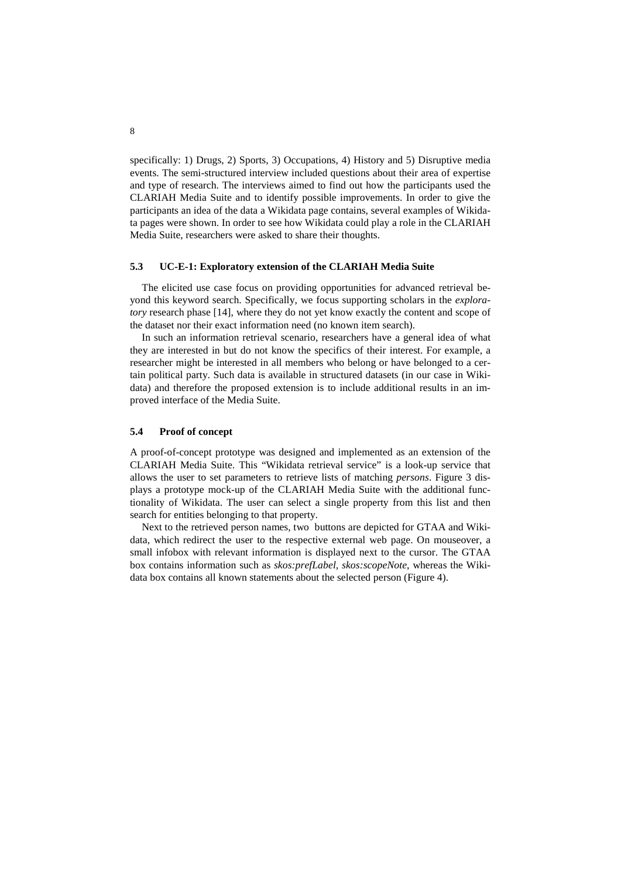specifically: 1) Drugs, 2) Sports, 3) Occupations, 4) History and 5) Disruptive media events. The semi-structured interview included questions about their area of expertise and type of research. The interviews aimed to find out how the participants used the CLARIAH Media Suite and to identify possible improvements. In order to give the participants an idea of the data a Wikidata page contains, several examples of Wikidata pages were shown. In order to see how Wikidata could play a role in the CLARIAH Media Suite, researchers were asked to share their thoughts.

### 5.3 UC-E-1: Exploratory extension of the CLARIAH Media Suite

The elicited use case focus on providing opportunities for advanced retrieval beyond this keyword search. Specifically, we focus supporting scholars in the *exploratory* research phase [14], where they do not yet know exactly the content and scope of the dataset nor their exact information need (no known item search).

In such an information retrieval scenario, researchers have a general idea of what they are interested in but do not know the specifics of their interest. For example, a researcher might be interested in all members who belong or have belonged to a certain political party. Such data is available in structured datasets (in our case in Wikidata) and therefore the proposed extension is to include additional results in an improved interface of the Media Suite.

### 5.4 Proof of concept

A proof-of-concept prototype was designed and implemented as an extension of the CLARIAH Media Suite. This “Wikidata retrieval service” is a look-up service that allows the user to set parameters to retrieve lists of matching *persons*. Figure 3 displays a prototype mock-up of the CLARIAH Media Suite with the additional functionality of Wikidata. The user can select a single property from this list and then search for entities belonging to that property.

Next to the retrieved person names, two buttons are depicted for GTAA and Wikidata, which redirect the user to the respective external web page. On mouseover, a small infobox with relevant information is displayed next to the cursor. The GTAA box contains information such as *skos:prefLabel*, *skos:scopeNote*, whereas the Wikidata box contains all known statements about the selected person (Figure 4).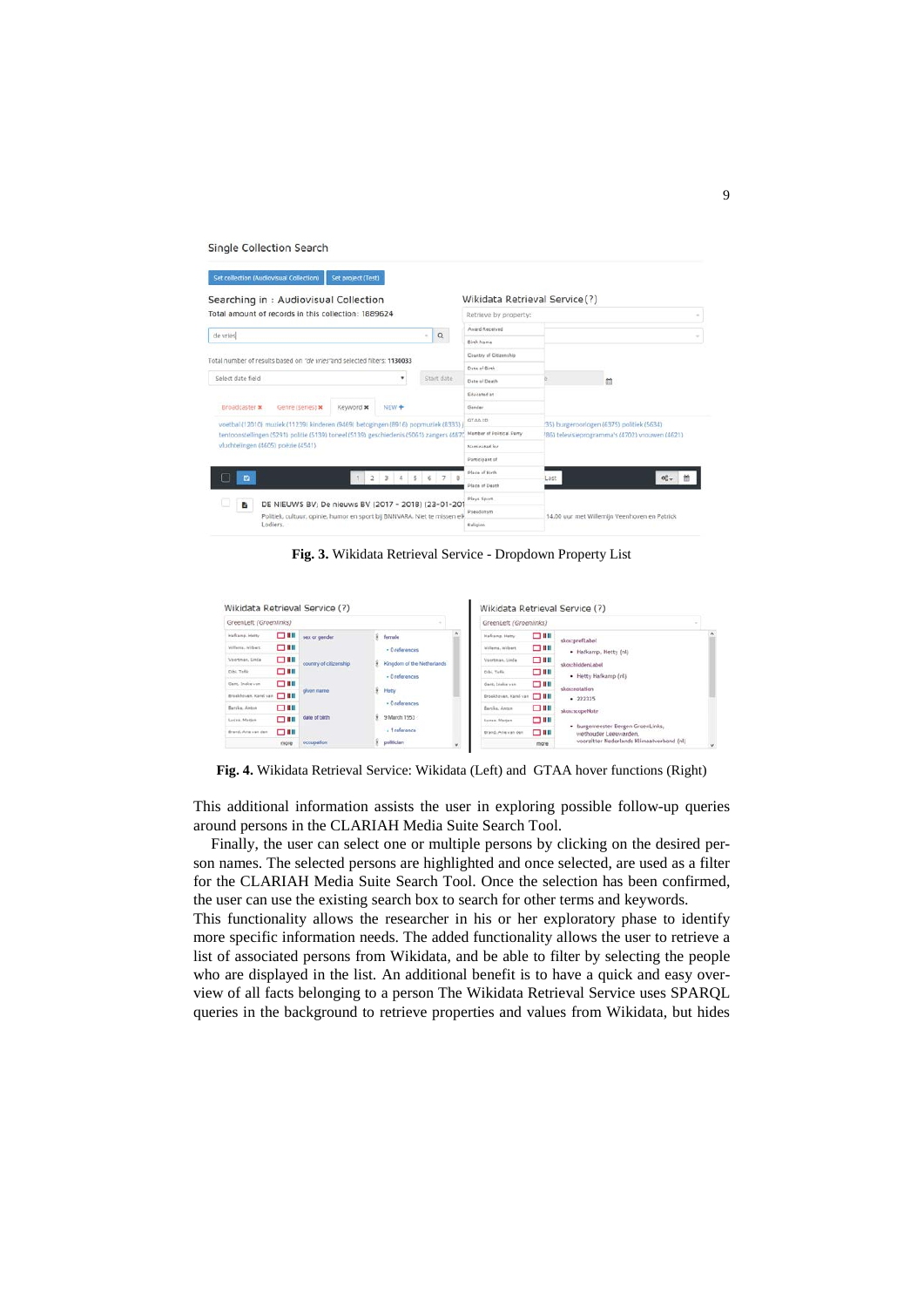Fig. 3. Wikidata Retrieval Service - Dropdown Property List

Fig. 4. Wikidata Retrieval Service: Wikidata (Left) and GTAA hover functions (Right)

This additional information assists the user in exploring possible follow-up queries around persons in the CLARIAH Media Suite Search Tool.

Finally, the user can select one or multiple persons by clicking on the desired person names. The selected persons are highlighted and once selected, are used as a filter for the CLARIAH Media Suite Search Tool. Once the selection has been confirmed, the user can use the existing search box to search for other terms and keywords.

This functionality allows the researcher in his or her exploratory phase to identify more specific information needs. The added functionality allows the user to retrieve a list of associated persons from Wikidata, and be able to filter by selecting the people who are displayed in the list. An additional benefit is to have a quick and easy overview of all facts belonging to a person The Wikidata Retrieval Service uses SPARQL queries in the background to retrieve properties and values from Wikidata, but hides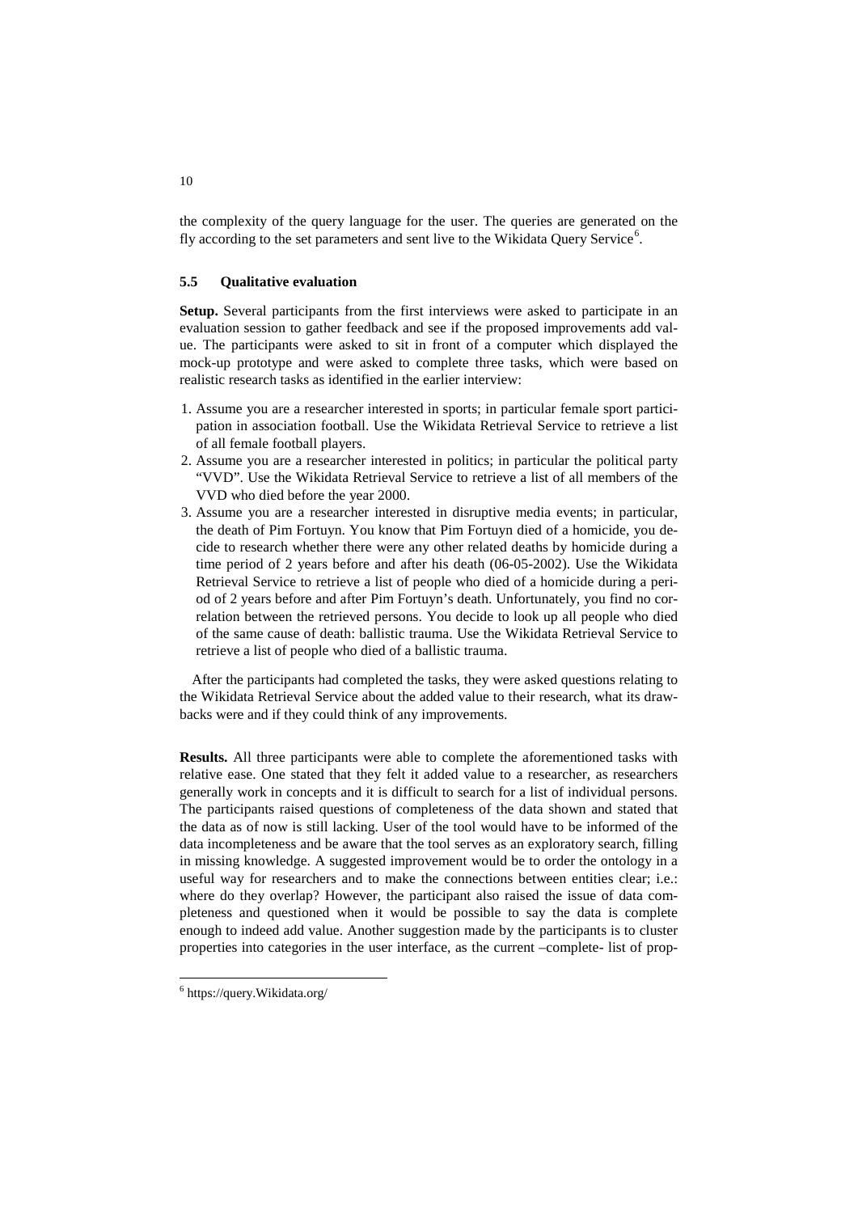the complexity of the query language for the user. The queries are generated on the fly according to the set parameters and sent live to the Wikidata Query Service[6].

### 5.5 Qualitative evaluation

**Setup.** Several participants from the first interviews were asked to participate in an evaluation session to gather feedback and see if the proposed improvements add value. The participants were asked to sit in front of a computer which displayed the mock-up prototype and were asked to complete three tasks, which were based on realistic research tasks as identified in the earlier interview:

1. Assume you are a researcher interested in sports; in particular female sport participation in association football. Use the Wikidata Retrieval Service to retrieve a list of all female football players.
2. Assume you are a researcher interested in politics; in particular the political party "VVD". Use the Wikidata Retrieval Service to retrieve a list of all members of the VVD who died before the year 2000.
3. Assume you are a researcher interested in disruptive media events; in particular, the death of Pim Fortuyn. You know that Pim Fortuyn died of a homicide, you decide to research whether there were any other related deaths by homicide during a time period of 2 years before and after his death (06-05-2002). Use the Wikidata Retrieval Service to retrieve a list of people who died of a homicide during a period of 2 years before and after Pim Fortuyn's death. Unfortunately, you find no correlation between the retrieved persons. You decide to look up all people who died of the same cause of death: ballistic trauma. Use the Wikidata Retrieval Service to retrieve a list of people who died of a ballistic trauma.

After the participants had completed the tasks, they were asked questions relating to the Wikidata Retrieval Service about the added value to their research, what its drawbacks were and if they could think of any improvements.

**Results.** All three participants were able to complete the aforementioned tasks with relative ease. One stated that they felt it added value to a researcher, as researchers generally work in concepts and it is difficult to search for a list of individual persons. The participants raised questions of completeness of the data shown and stated that the data as of now is still lacking. User of the tool would have to be informed of the data incompleteness and be aware that the tool serves as an exploratory search, filling in missing knowledge. A suggested improvement would be to order the ontology in a useful way for researchers and to make the connections between entities clear; i.e.: where do they overlap? However, the participant also raised the issue of data completeness and questioned when it would be possible to say the data is complete enough to indeed add value. Another suggestion made by the participants is to cluster properties into categories in the user interface, as the current –complete- list of prop-

---

[6] https://query.Wikidata.org/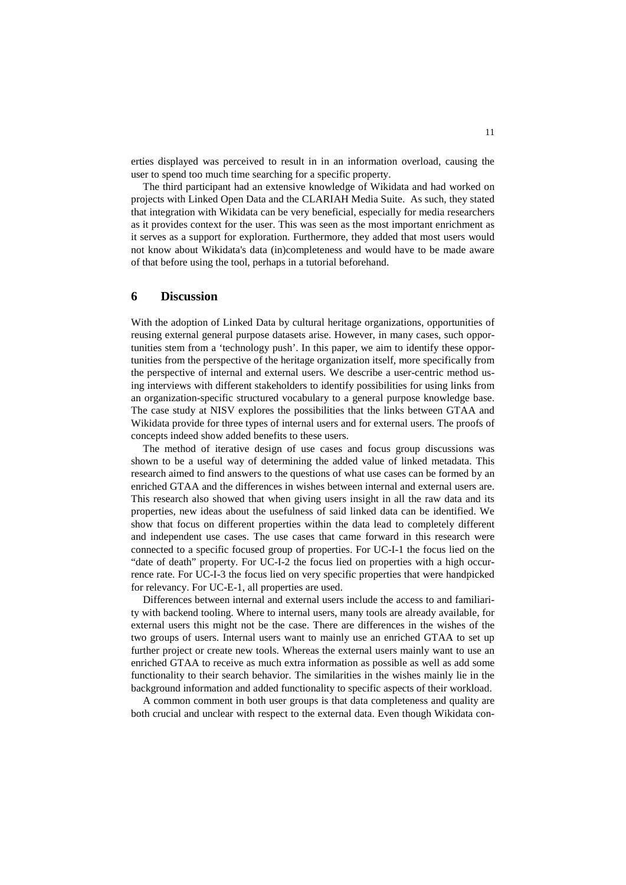erties displayed was perceived to result in in an information overload, causing the user to spend too much time searching for a specific property.

The third participant had an extensive knowledge of Wikidata and had worked on projects with Linked Open Data and the CLARIAH Media Suite. As such, they stated that integration with Wikidata can be very beneficial, especially for media researchers as it provides context for the user. This was seen as the most important enrichment as it serves as a support for exploration. Furthermore, they added that most users would not know about Wikidata's data (in)completeness and would have to be made aware of that before using the tool, perhaps in a tutorial beforehand.

## 6 Discussion

With the adoption of Linked Data by cultural heritage organizations, opportunities of reusing external general purpose datasets arise. However, in many cases, such opportunities stem from a 'technology push'. In this paper, we aim to identify these opportunities from the perspective of the heritage organization itself, more specifically from the perspective of internal and external users. We describe a user-centric method using interviews with different stakeholders to identify possibilities for using links from an organization-specific structured vocabulary to a general purpose knowledge base. The case study at NISV explores the possibilities that the links between GTAA and Wikidata provide for three types of internal users and for external users. The proofs of concepts indeed show added benefits to these users.

The method of iterative design of use cases and focus group discussions was shown to be a useful way of determining the added value of linked metadata. This research aimed to find answers to the questions of what use cases can be formed by an enriched GTAA and the differences in wishes between internal and external users are. This research also showed that when giving users insight in all the raw data and its properties, new ideas about the usefulness of said linked data can be identified. We show that focus on different properties within the data lead to completely different and independent use cases. The use cases that came forward in this research were connected to a specific focused group of properties. For UC-I-1 the focus lied on the "date of death" property. For UC-I-2 the focus lied on properties with a high occurrence rate. For UC-I-3 the focus lied on very specific properties that were handpicked for relevancy. For UC-E-1, all properties are used.

Differences between internal and external users include the access to and familiarity with backend tooling. Where to internal users, many tools are already available, for external users this might not be the case. There are differences in the wishes of the two groups of users. Internal users want to mainly use an enriched GTAA to set up further project or create new tools. Whereas the external users mainly want to use an enriched GTAA to receive as much extra information as possible as well as add some functionality to their search behavior. The similarities in the wishes mainly lie in the background information and added functionality to specific aspects of their workload.

A common comment in both user groups is that data completeness and quality are both crucial and unclear with respect to the external data. Even though Wikidata con-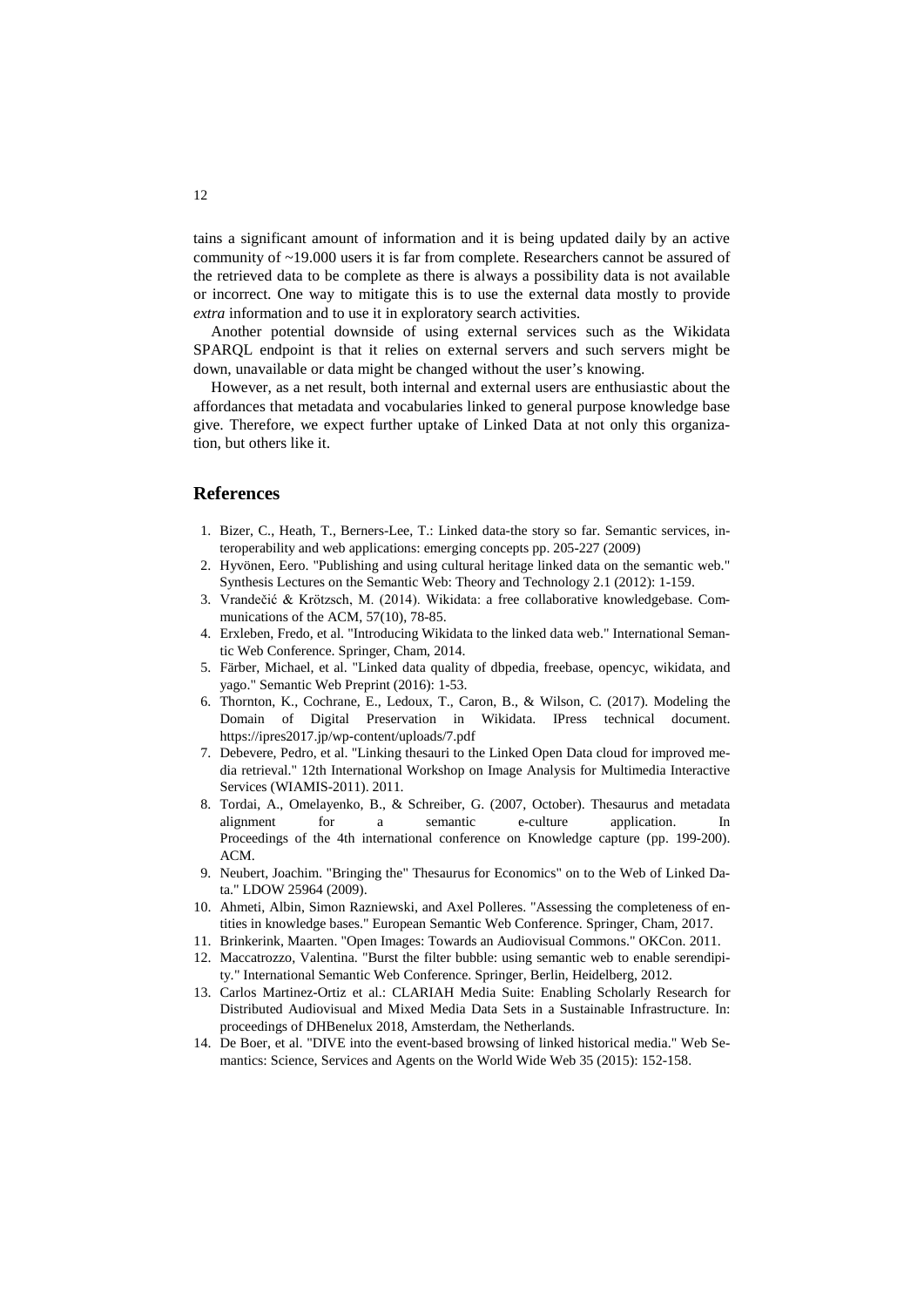tains a significant amount of information and it is being updated daily by an active community of ~19.000 users it is far from complete. Researchers cannot be assured of the retrieved data to be complete as there is always a possibility data is not available or incorrect. One way to mitigate this is to use the external data mostly to provide *extra* information and to use it in exploratory search activities.

Another potential downside of using external services such as the Wikidata SPARQL endpoint is that it relies on external servers and such servers might be down, unavailable or data might be changed without the user's knowing.

However, as a net result, both internal and external users are enthusiastic about the affordances that metadata and vocabularies linked to general purpose knowledge base give. Therefore, we expect further uptake of Linked Data at not only this organization, but others like it.

## References

1. Bizer, C., Heath, T., Berners-Lee, T.: Linked data-the story so far. Semantic services, interoperability and web applications: emerging concepts pp. 205-227 (2009)
2. Hyvönen, Eero. "Publishing and using cultural heritage linked data on the semantic web." Synthesis Lectures on the Semantic Web: Theory and Technology 2.1 (2012): 1-159.
3. Vrandečić & Krötzsch, M. (2014). Wikidata: a free collaborative knowledgebase. Communications of the ACM, 57(10), 78-85.
4. Erxleben, Fredo, et al. "Introducing Wikidata to the linked data web." International Semantic Web Conference. Springer, Cham, 2014.
5. Färber, Michael, et al. "Linked data quality of dbpedia, freebase, opencyc, wikidata, and yago." Semantic Web Preprint (2016): 1-53.
6. Thornton, K., Cochrane, E., Ledoux, T., Caron, B., & Wilson, C. (2017). Modeling the Domain of Digital Preservation in Wikidata. IPress technical document. https://ipres2017.jp/wp-content/uploads/7.pdf
7. Debevere, Pedro, et al. "Linking thesauri to the Linked Open Data cloud for improved media retrieval." 12th International Workshop on Image Analysis for Multimedia Interactive Services (WIAMIS-2011). 2011.
8. Tordai, A., Omelayenko, B., & Schreiber, G. (2007, October). Thesaurus and metadata alignment for a semantic e-culture application. In Proceedings of the 4th international conference on Knowledge capture (pp. 199-200). ACM.
9. Neubert, Joachim. "Bringing the" Thesaurus for Economics" on to the Web of Linked Data." LDOW 25964 (2009).
10. Ahmeti, Albin, Simon Razniewski, and Axel Polleres. "Assessing the completeness of entities in knowledge bases." European Semantic Web Conference. Springer, Cham, 2017.
11. Brinkerink, Maarten. "Open Images: Towards an Audiovisual Commons." OKCon. 2011.
12. Maccatrozzo, Valentina. "Burst the filter bubble: using semantic web to enable serendipity." International Semantic Web Conference. Springer, Berlin, Heidelberg, 2012.
13. Carlos Martinez-Ortiz et al.: CLARIAH Media Suite: Enabling Scholarly Research for Distributed Audiovisual and Mixed Media Data Sets in a Sustainable Infrastructure. In: proceedings of DHBenelux 2018, Amsterdam, the Netherlands.
14. De Boer, et al. "DIVE into the event-based browsing of linked historical media." Web Semantics: Science, Services and Agents on the World Wide Web 35 (2015): 152-158.